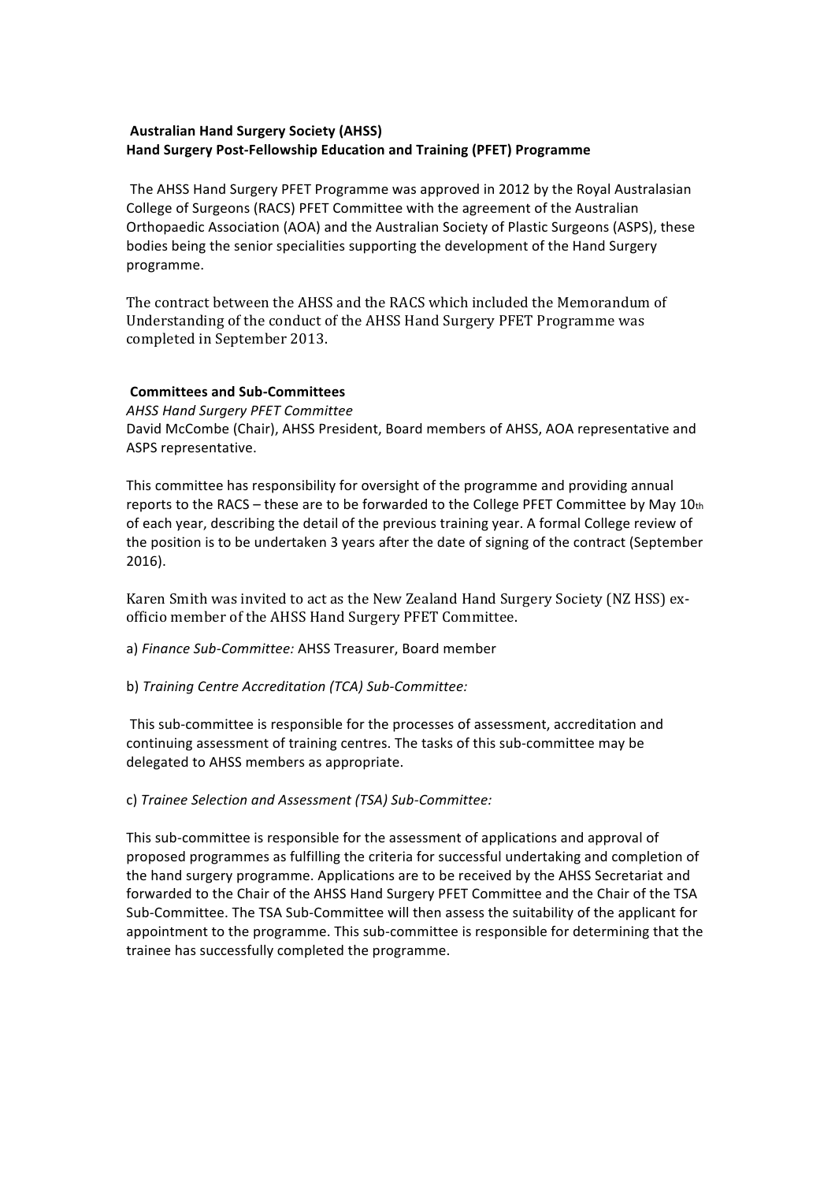**Australian Hand Surgery Society (AHSS)**
**Hand Surgery Post-Fellowship Education and Training (PFET) Programme**

The AHSS Hand Surgery PFET Programme was approved in 2012 by the Royal Australasian College of Surgeons (RACS) PFET Committee with the agreement of the Australian Orthopaedic Association (AOA) and the Australian Society of Plastic Surgeons (ASPS), these bodies being the senior specialities supporting the development of the Hand Surgery programme.

The contract between the AHSS and the RACS which included the Memorandum of Understanding of the conduct of the AHSS Hand Surgery PFET Programme was completed in September 2013.

**Committees and Sub-Committees**

*AHSS Hand Surgery PFET Committee*

David McCombe (Chair), AHSS President, Board members of AHSS, AOA representative and ASPS representative.

This committee has responsibility for oversight of the programme and providing annual reports to the RACS – these are to be forwarded to the College PFET Committee by May 10th of each year, describing the detail of the previous training year. A formal College review of the position is to be undertaken 3 years after the date of signing of the contract (September 2016).

Karen Smith was invited to act as the New Zealand Hand Surgery Society (NZ HSS) ex-officio member of the AHSS Hand Surgery PFET Committee.

a) *Finance Sub-Committee:* AHSS Treasurer, Board member

b) *Training Centre Accreditation (TCA) Sub-Committee:*

This sub-committee is responsible for the processes of assessment, accreditation and continuing assessment of training centres. The tasks of this sub-committee may be delegated to AHSS members as appropriate.

c) *Trainee Selection and Assessment (TSA) Sub-Committee:*

This sub-committee is responsible for the assessment of applications and approval of proposed programmes as fulfilling the criteria for successful undertaking and completion of the hand surgery programme. Applications are to be received by the AHSS Secretariat and forwarded to the Chair of the AHSS Hand Surgery PFET Committee and the Chair of the TSA Sub-Committee. The TSA Sub-Committee will then assess the suitability of the applicant for appointment to the programme. This sub-committee is responsible for determining that the trainee has successfully completed the programme.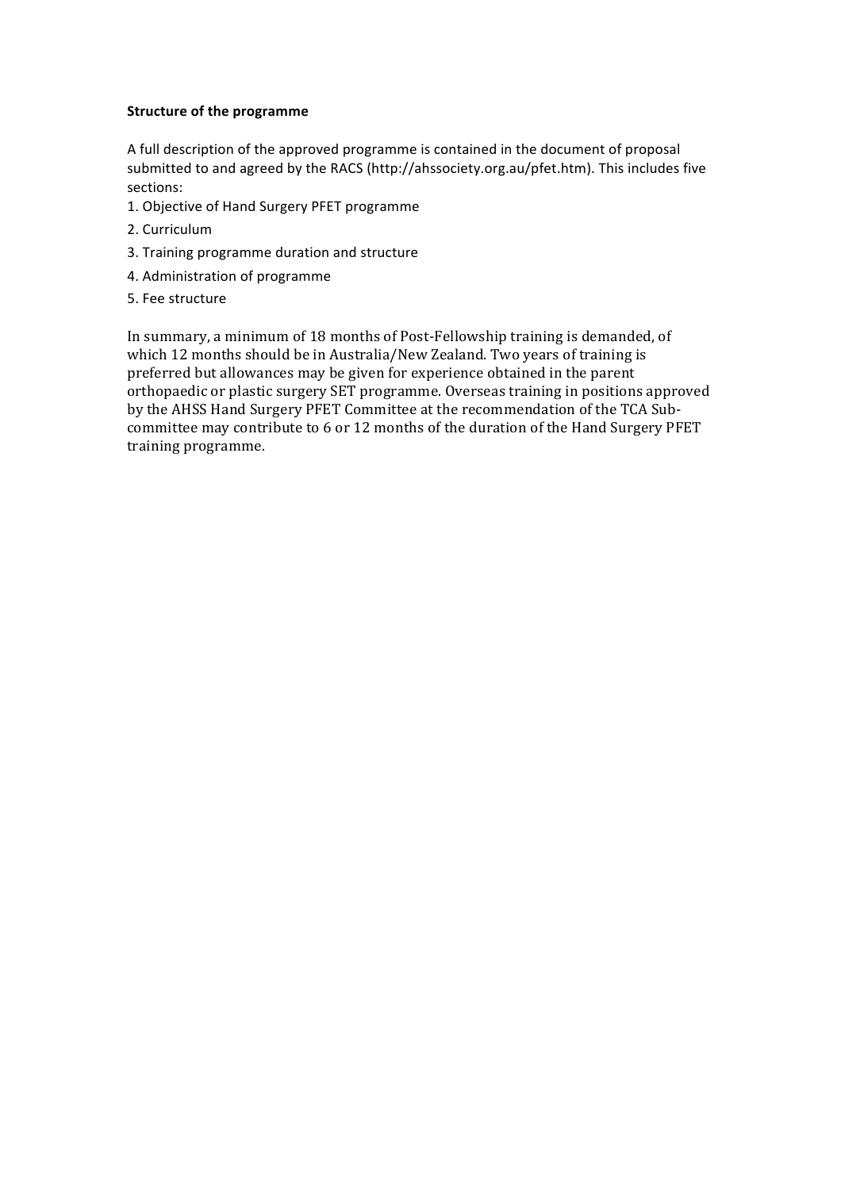**Structure of the programme**

A full description of the approved programme is contained in the document of proposal submitted to and agreed by the RACS (http://ahssociety.org.au/pfet.htm). This includes five sections:

1. Objective of Hand Surgery PFET programme
2. Curriculum
3. Training programme duration and structure
4. Administration of programme
5. Fee structure

In summary, a minimum of 18 months of Post-Fellowship training is demanded, of which 12 months should be in Australia/New Zealand. Two years of training is preferred but allowances may be given for experience obtained in the parent orthopaedic or plastic surgery SET programme. Overseas training in positions approved by the AHSS Hand Surgery PFET Committee at the recommendation of the TCA Sub-committee may contribute to 6 or 12 months of the duration of the Hand Surgery PFET training programme.